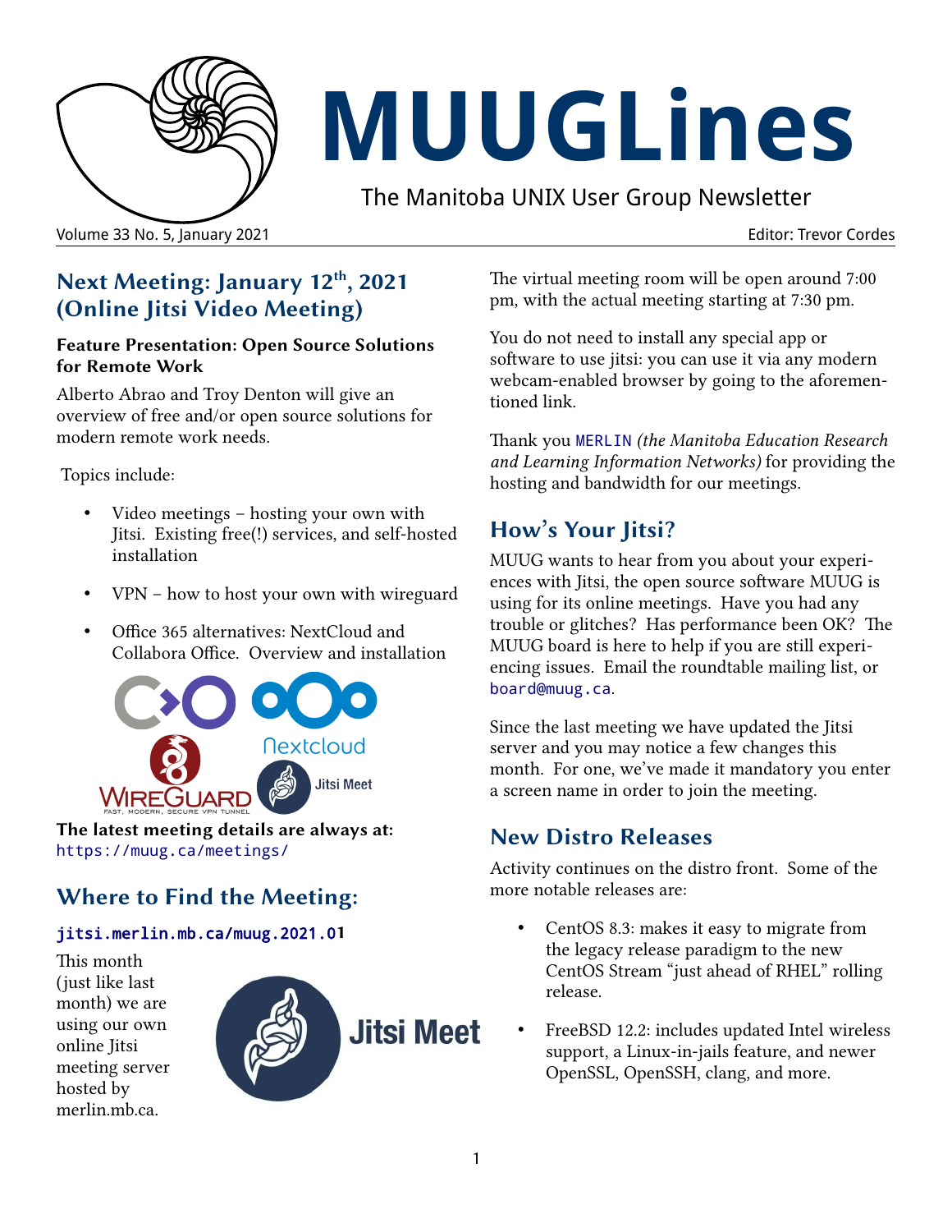# MUUGLines

The Manitoba UNIX User Group Newsletter

Volume 33 No. 5, January 2021 Editor: Trevor Cordes

## Next Meeting: January 12th, 2021 (Online Jitsi Video Meeting)

**Feature Presentation: Open Source Solutions for Remote Work**

Alberto Abrao and Troy Denton will give an overview of free and/or open source solutions for modern remote work needs.

Topics include:

- Video meetings – hosting your own with Jitsi. Existing free(!) services, and self-hosted installation
- VPN – how to host your own with wireguard
- Office 365 alternatives: NextCloud and Collabora Office. Overview and installation

**The latest meeting details are always at:** https://muug.ca/meetings/

## Where to Find the Meeting:

**jitsi.merlin.mb.ca/muug.2021.01**

This month (just like last month) we are using our own online Jitsi meeting server hosted by merlin.mb.ca.

The virtual meeting room will be open around 7:00 pm, with the actual meeting starting at 7:30 pm.

You do not need to install any special app or software to use jitsi: you can use it via any modern webcam-enabled browser by going to the aforementioned link.

Thank you MERLIN *(the Manitoba Education Research and Learning Information Networks)* for providing the hosting and bandwidth for our meetings.

## How's Your Jitsi?

MUUG wants to hear from you about your experiences with Jitsi, the open source software MUUG is using for its online meetings. Have you had any trouble or glitches? Has performance been OK? The MUUG board is here to help if you are still experiencing issues. Email the roundtable mailing list, or board@muug.ca.

Since the last meeting we have updated the Jitsi server and you may notice a few changes this month. For one, we've made it mandatory you enter a screen name in order to join the meeting.

## New Distro Releases

Activity continues on the distro front. Some of the more notable releases are:

- CentOS 8.3: makes it easy to migrate from the legacy release paradigm to the new CentOS Stream "just ahead of RHEL" rolling release.
- FreeBSD 12.2: includes updated Intel wireless support, a Linux-in-jails feature, and newer OpenSSL, OpenSSH, clang, and more.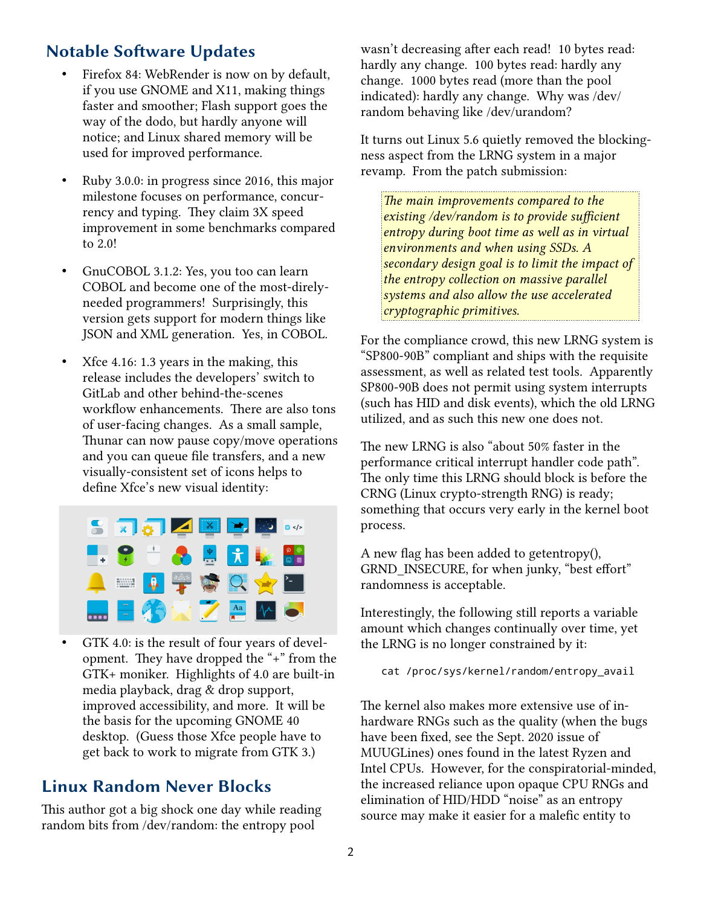## Notable Software Updates

- Firefox 84: WebRender is now on by default, if you use GNOME and X11, making things faster and smoother; Flash support goes the way of the dodo, but hardly anyone will notice; and Linux shared memory will be used for improved performance.

- Ruby 3.0.0: in progress since 2016, this major milestone focuses on performance, concurrency and typing. They claim 3X speed improvement in some benchmarks compared to 2.0!

- GnuCOBOL 3.1.2: Yes, you too can learn COBOL and become one of the most-direly-needed programmers! Surprisingly, this version gets support for modern things like JSON and XML generation. Yes, in COBOL.

- Xfce 4.16: 1.3 years in the making, this release includes the developers' switch to GitLab and other behind-the-scenes workflow enhancements. There are also tons of user-facing changes. As a small sample, Thunar can now pause copy/move operations and you can queue file transfers, and a new visually-consistent set of icons helps to define Xfce's new visual identity:

- GTK 4.0: is the result of four years of development. They have dropped the "+" from the GTK+ moniker. Highlights of 4.0 are built-in media playback, drag & drop support, improved accessibility, and more. It will be the basis for the upcoming GNOME 40 desktop. (Guess those Xfce people have to get back to work to migrate from GTK 3.)

## Linux Random Never Blocks

This author got a big shock one day while reading random bits from /dev/random: the entropy pool wasn't decreasing after each read! 10 bytes read: hardly any change. 100 bytes read: hardly any change. 1000 bytes read (more than the pool indicated): hardly any change. Why was /dev/random behaving like /dev/urandom?

It turns out Linux 5.6 quietly removed the blockingness aspect from the LRNG system in a major revamp. From the patch submission:

> *The main improvements compared to the existing /dev/random is to provide sufficient entropy during boot time as well as in virtual environments and when using SSDs. A secondary design goal is to limit the impact of the entropy collection on massive parallel systems and also allow the use accelerated cryptographic primitives.*

For the compliance crowd, this new LRNG system is "SP800-90B" compliant and ships with the requisite assessment, as well as related test tools. Apparently SP800-90B does not permit using system interrupts (such has HID and disk events), which the old LRNG utilized, and as such this new one does not.

The new LRNG is also "about 50% faster in the performance critical interrupt handler code path". The only time this LRNG should block is before the CRNG (Linux crypto-strength RNG) is ready; something that occurs very early in the kernel boot process.

A new flag has been added to getentropy(), GRND_INSECURE, for when junky, "best effort" randomness is acceptable.

Interestingly, the following still reports a variable amount which changes continually over time, yet the LRNG is no longer constrained by it:

```
cat /proc/sys/kernel/random/entropy_avail
```

The kernel also makes more extensive use of in-hardware RNGs such as the quality (when the bugs have been fixed, see the Sept. 2020 issue of MUUGLines) ones found in the latest Ryzen and Intel CPUs. However, for the conspiratorial-minded, the increased reliance upon opaque CPU RNGs and elimination of HID/HDD "noise" as an entropy source may make it easier for a malefic entity to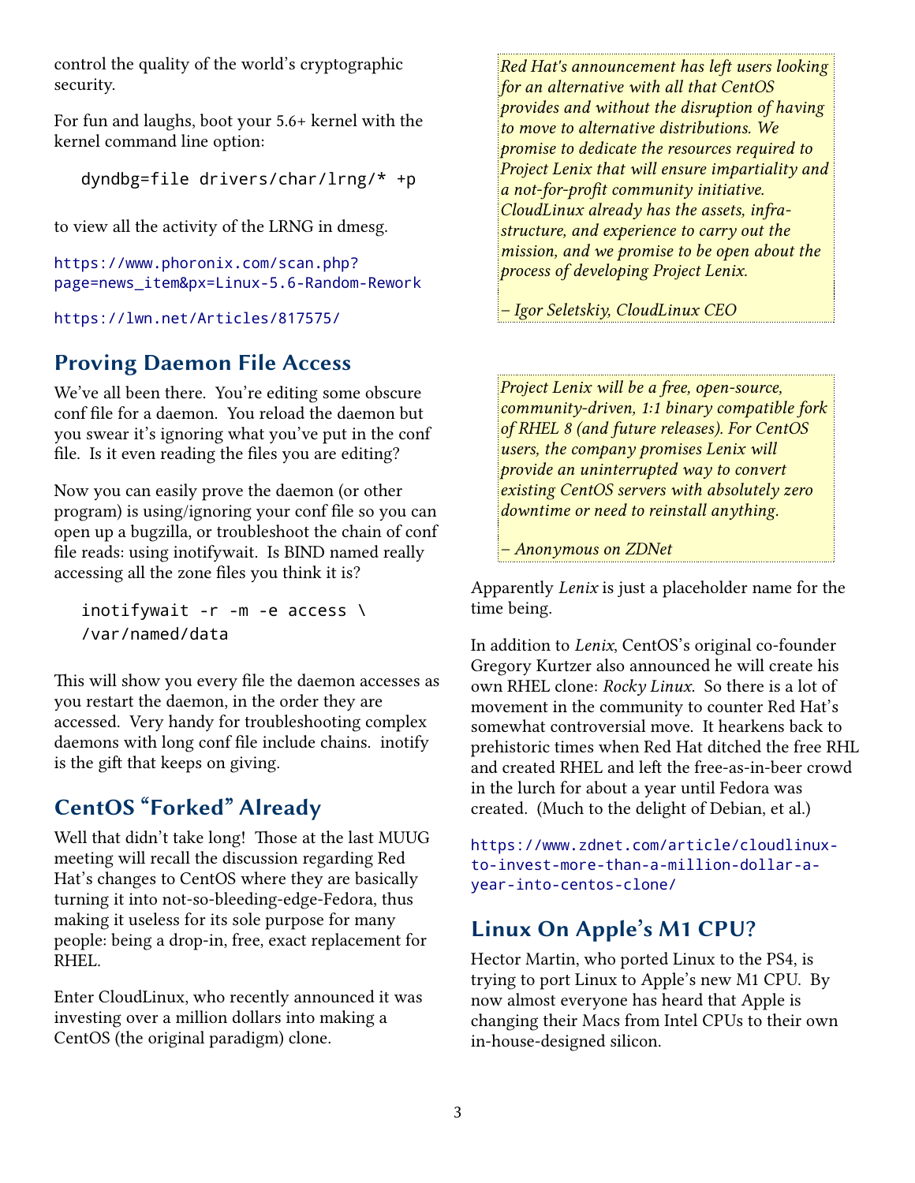control the quality of the world's cryptographic security.

For fun and laughs, boot your 5.6+ kernel with the kernel command line option:

```
dyndbg=file drivers/char/lrng/* +p
```

to view all the activity of the LRNG in dmesg.

https://www.phoronix.com/scan.php?page=news_item&px=Linux-5.6-Random-Rework

https://lwn.net/Articles/817575/

## Proving Daemon File Access

We've all been there. You're editing some obscure conf file for a daemon. You reload the daemon but you swear it's ignoring what you've put in the conf file. Is it even reading the files you are editing?

Now you can easily prove the daemon (or other program) is using/ignoring your conf file so you can open up a bugzilla, or troubleshoot the chain of conf file reads: using inotifywait. Is BIND named really accessing all the zone files you think it is?

```
inotifywait -r -m -e access \
/var/named/data
```

This will show you every file the daemon accesses as you restart the daemon, in the order they are accessed. Very handy for troubleshooting complex daemons with long conf file include chains. inotify is the gift that keeps on giving.

## CentOS "Forked" Already

Well that didn't take long! Those at the last MUUG meeting will recall the discussion regarding Red Hat's changes to CentOS where they are basically turning it into not-so-bleeding-edge-Fedora, thus making it useless for its sole purpose for many people: being a drop-in, free, exact replacement for RHEL.

Enter CloudLinux, who recently announced it was investing over a million dollars into making a CentOS (the original paradigm) clone.

> *Red Hat's announcement has left users looking for an alternative with all that CentOS provides and without the disruption of having to move to alternative distributions. We promise to dedicate the resources required to Project Lenix that will ensure impartiality and a not-for-profit community initiative. CloudLinux already has the assets, infrastructure, and experience to carry out the mission, and we promise to be open about the process of developing Project Lenix.*
>
> *– Igor Seletskiy, CloudLinux CEO*

> *Project Lenix will be a free, open-source, community-driven, 1:1 binary compatible fork of RHEL 8 (and future releases). For CentOS users, the company promises Lenix will provide an uninterrupted way to convert existing CentOS servers with absolutely zero downtime or need to reinstall anything.*
>
> *– Anonymous on ZDNet*

Apparently *Lenix* is just a placeholder name for the time being.

In addition to *Lenix*, CentOS's original co-founder Gregory Kurtzer also announced he will create his own RHEL clone: *Rocky Linux*. So there is a lot of movement in the community to counter Red Hat's somewhat controversial move. It hearkens back to prehistoric times when Red Hat ditched the free RHL and created RHEL and left the free-as-in-beer crowd in the lurch for about a year until Fedora was created. (Much to the delight of Debian, et al.)

https://www.zdnet.com/article/cloudlinux-to-invest-more-than-a-million-dollar-a-year-into-centos-clone/

## Linux On Apple's M1 CPU?

Hector Martin, who ported Linux to the PS4, is trying to port Linux to Apple's new M1 CPU. By now almost everyone has heard that Apple is changing their Macs from Intel CPUs to their own in-house-designed silicon.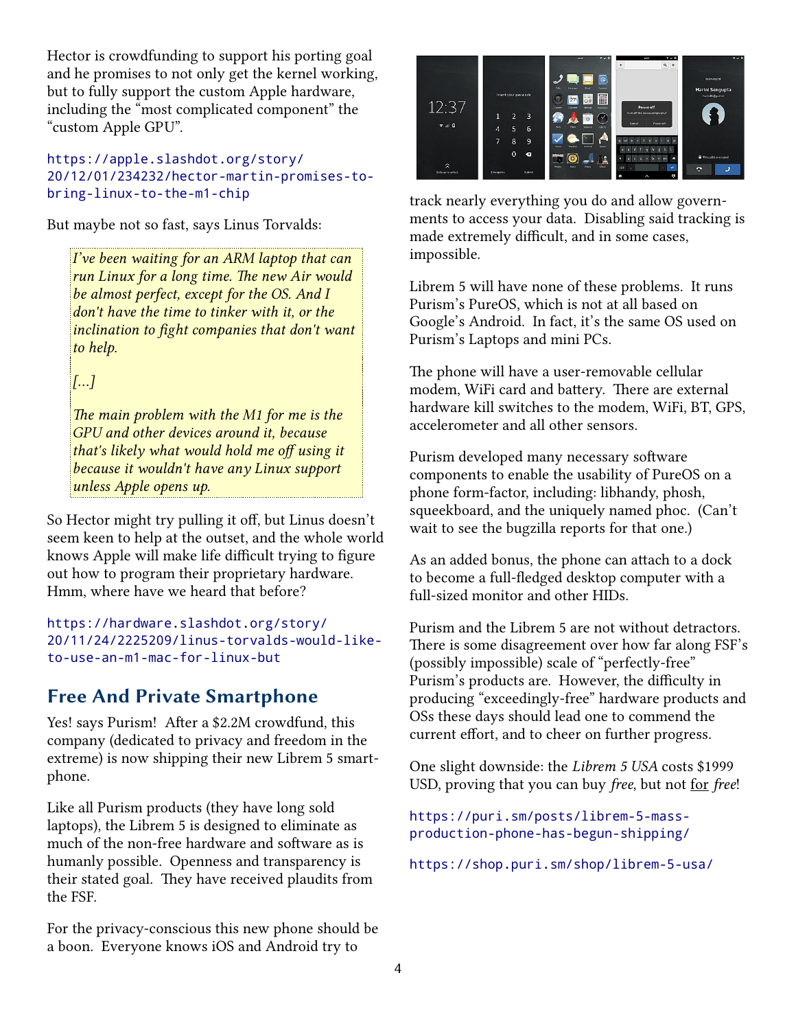Hector is crowdfunding to support his porting goal and he promises to not only get the kernel working, but to fully support the custom Apple hardware, including the "most complicated component" the "custom Apple GPU".

https://apple.slashdot.org/story/20/12/01/234232/hector-martin-promises-to-bring-linux-to-the-m1-chip

But maybe not so fast, says Linus Torvalds:

> *I've been waiting for an ARM laptop that can run Linux for a long time. The new Air would be almost perfect, except for the OS. And I don't have the time to tinker with it, or the inclination to fight companies that don't want to help.*
>
> *[...]*
>
> *The main problem with the M1 for me is the GPU and other devices around it, because that's likely what would hold me off using it because it wouldn't have any Linux support unless Apple opens up.*

So Hector might try pulling it off, but Linus doesn't seem keen to help at the outset, and the whole world knows Apple will make life difficult trying to figure out how to program their proprietary hardware. Hmm, where have we heard that before?

https://hardware.slashdot.org/story/20/11/24/2225209/linus-torvalds-would-like-to-use-an-m1-mac-for-linux-but

## Free And Private Smartphone

Yes! says Purism! After a $2.2M crowdfund, this company (dedicated to privacy and freedom in the extreme) is now shipping their new Librem 5 smartphone.

Like all Purism products (they have long sold laptops), the Librem 5 is designed to eliminate as much of the non-free hardware and software as is humanly possible. Openness and transparency is their stated goal. They have received plaudits from the FSF.

For the privacy-conscious this new phone should be a boon. Everyone knows iOS and Android try to track nearly everything you do and allow governments to access your data. Disabling said tracking is made extremely difficult, and in some cases, impossible.

Librem 5 will have none of these problems. It runs Purism's PureOS, which is not at all based on Google's Android. In fact, it's the same OS used on Purism's Laptops and mini PCs.

The phone will have a user-removable cellular modem, WiFi card and battery. There are external hardware kill switches to the modem, WiFi, BT, GPS, accelerometer and all other sensors.

Purism developed many necessary software components to enable the usability of PureOS on a phone form-factor, including: libhandy, phosh, squeekboard, and the uniquely named phoc. (Can't wait to see the bugzilla reports for that one.)

As an added bonus, the phone can attach to a dock to become a full-fledged desktop computer with a full-sized monitor and other HIDs.

Purism and the Librem 5 are not without detractors. There is some disagreement over how far along FSF's (possibly impossible) scale of "perfectly-free" Purism's products are. However, the difficulty in producing "exceedingly-free" hardware products and OSs these days should lead one to commend the current effort, and to cheer on further progress.

One slight downside: the *Librem 5 USA* costs $1999 USD, proving that you can buy *free*, but not for *free*!

https://puri.sm/posts/librem-5-mass-production-phone-has-begun-shipping/

https://shop.puri.sm/shop/librem-5-usa/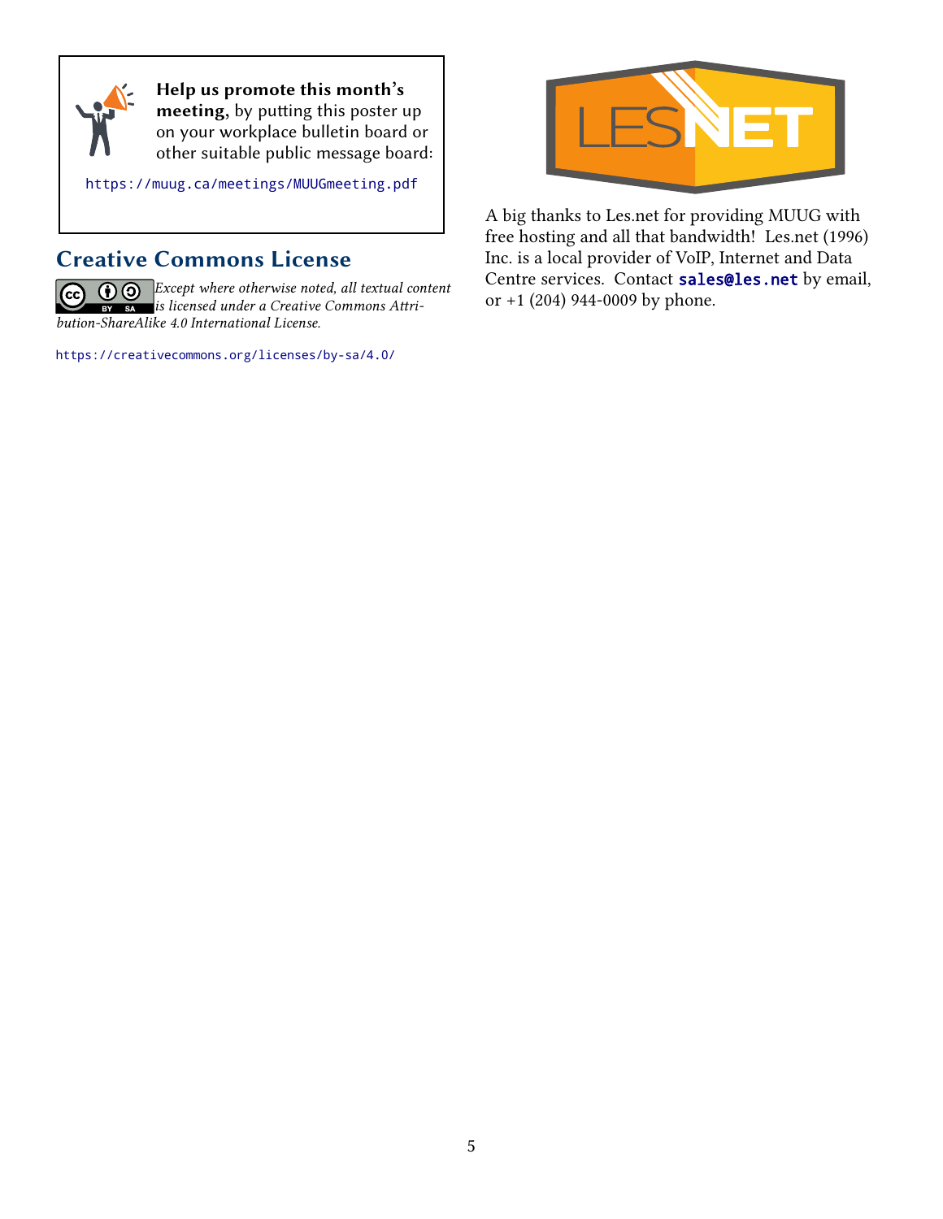**Help us promote this month's meeting,** by putting this poster up on your workplace bulletin board or other suitable public message board:

https://muug.ca/meetings/MUUGmeeting.pdf

## Creative Commons License

*Except where otherwise noted, all textual content is licensed under a Creative Commons Attribution-ShareAlike 4.0 International License.*

https://creativecommons.org/licenses/by-sa/4.0/

A big thanks to Les.net for providing MUUG with free hosting and all that bandwidth! Les.net (1996) Inc. is a local provider of VoIP, Internet and Data Centre services. Contact **sales@les.net** by email, or +1 (204) 944-0009 by phone.